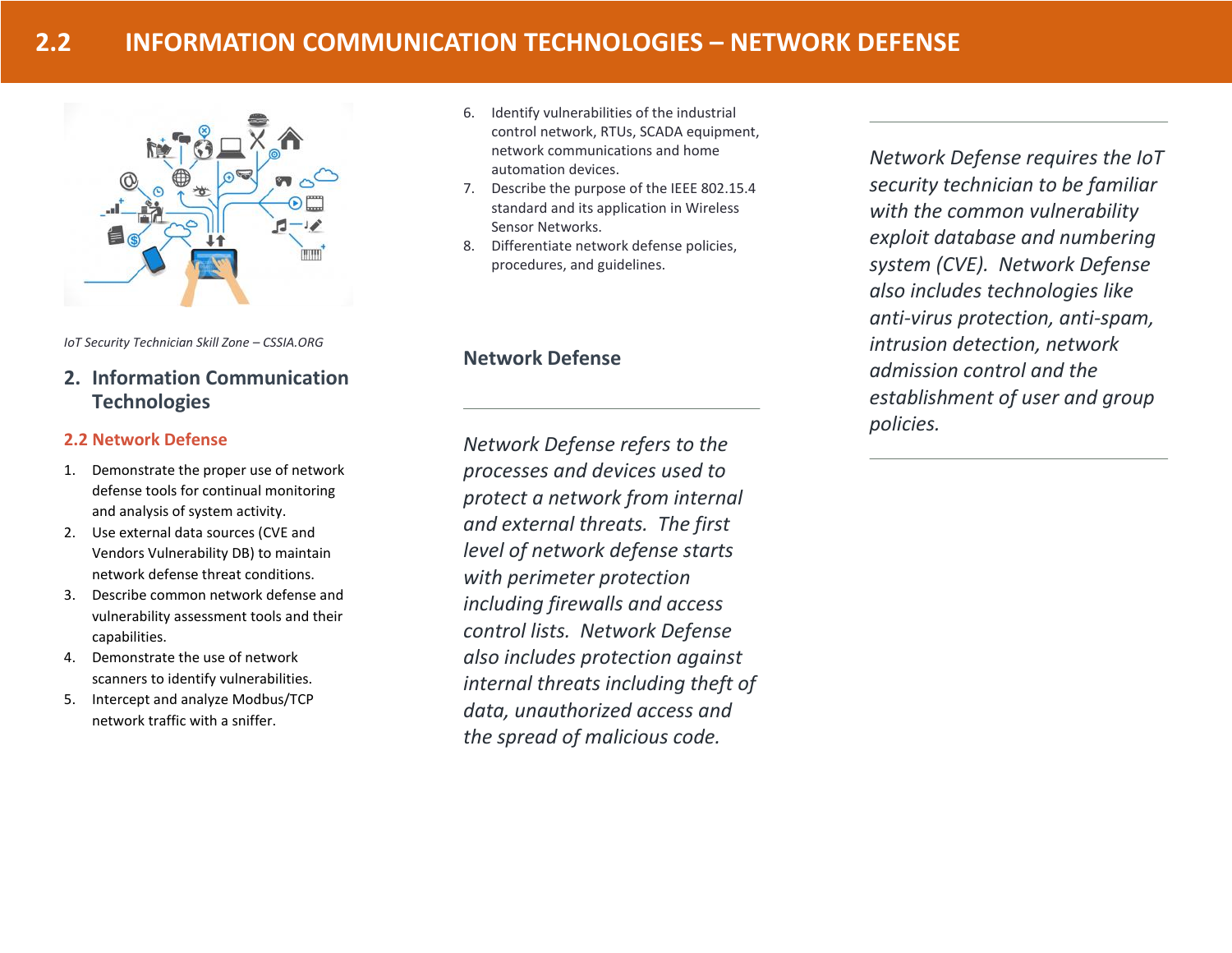# 2.2 INFORMATION COMMUNICATION TECHNOLOGIES – NETWORK DEFENSE

*IoT Security Technician Skill Zone – CSSIA.ORG*

## 2. Information Communication Technologies

### 2.2 Network Defense

1. Demonstrate the proper use of network defense tools for continual monitoring and analysis of system activity.
2. Use external data sources (CVE and Vendors Vulnerability DB) to maintain network defense threat conditions.
3. Describe common network defense and vulnerability assessment tools and their capabilities.
4. Demonstrate the use of network scanners to identify vulnerabilities.
5. Intercept and analyze Modbus/TCP network traffic with a sniffer.
6. Identify vulnerabilities of the industrial control network, RTUs, SCADA equipment, network communications and home automation devices.
7. Describe the purpose of the IEEE 802.15.4 standard and its application in Wireless Sensor Networks.
8. Differentiate network defense policies, procedures, and guidelines.

### Network Defense

*Network Defense refers to the processes and devices used to protect a network from internal and external threats. The first level of network defense starts with perimeter protection including firewalls and access control lists. Network Defense also includes protection against internal threats including theft of data, unauthorized access and the spread of malicious code.*

*Network Defense requires the IoT security technician to be familiar with the common vulnerability exploit database and numbering system (CVE). Network Defense also includes technologies like anti-virus protection, anti-spam, intrusion detection, network admission control and the establishment of user and group policies.*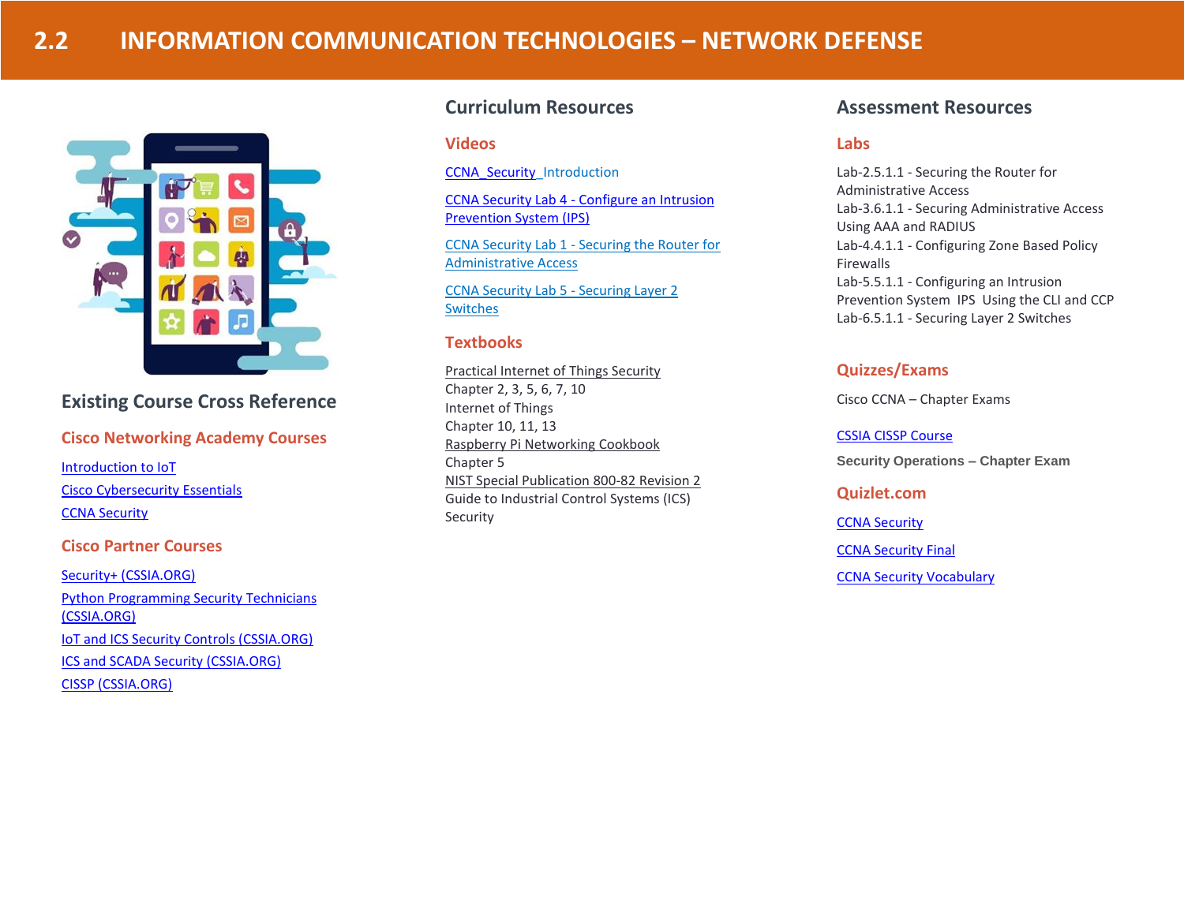# 2.2 INFORMATION COMMUNICATION TECHNOLOGIES – NETWORK DEFENSE

## Existing Course Cross Reference

### Cisco Networking Academy Courses

Introduction to IoT

Cisco Cybersecurity Essentials

CCNA Security

### Cisco Partner Courses

Security+ (CSSIA.ORG)

Python Programming Security Technicians (CSSIA.ORG)

IoT and ICS Security Controls (CSSIA.ORG)

ICS and SCADA Security (CSSIA.ORG)

CISSP (CSSIA.ORG)

## Curriculum Resources

### Videos

CCNA_Security_Introduction

CCNA Security Lab 4 - Configure an Intrusion Prevention System (IPS)

CCNA Security Lab 1 - Securing the Router for Administrative Access

CCNA Security Lab 5 - Securing Layer 2 Switches

### Textbooks

Practical Internet of Things Security
Chapter 2, 3, 5, 6, 7, 10
Internet of Things
Chapter 10, 11, 13
Raspberry Pi Networking Cookbook
Chapter 5
NIST Special Publication 800-82 Revision 2
Guide to Industrial Control Systems (ICS) Security

## Assessment Resources

### Labs

Lab-2.5.1.1 - Securing the Router for Administrative Access
Lab-3.6.1.1 - Securing Administrative Access Using AAA and RADIUS
Lab-4.4.1.1 - Configuring Zone Based Policy Firewalls
Lab-5.5.1.1 - Configuring an Intrusion Prevention System IPS Using the CLI and CCP
Lab-6.5.1.1 - Securing Layer 2 Switches

### Quizzes/Exams

Cisco CCNA – Chapter Exams

CSSIA CISSP Course

**Security Operations – Chapter Exam**

### Quizlet.com

CCNA Security

CCNA Security Final

CCNA Security Vocabulary